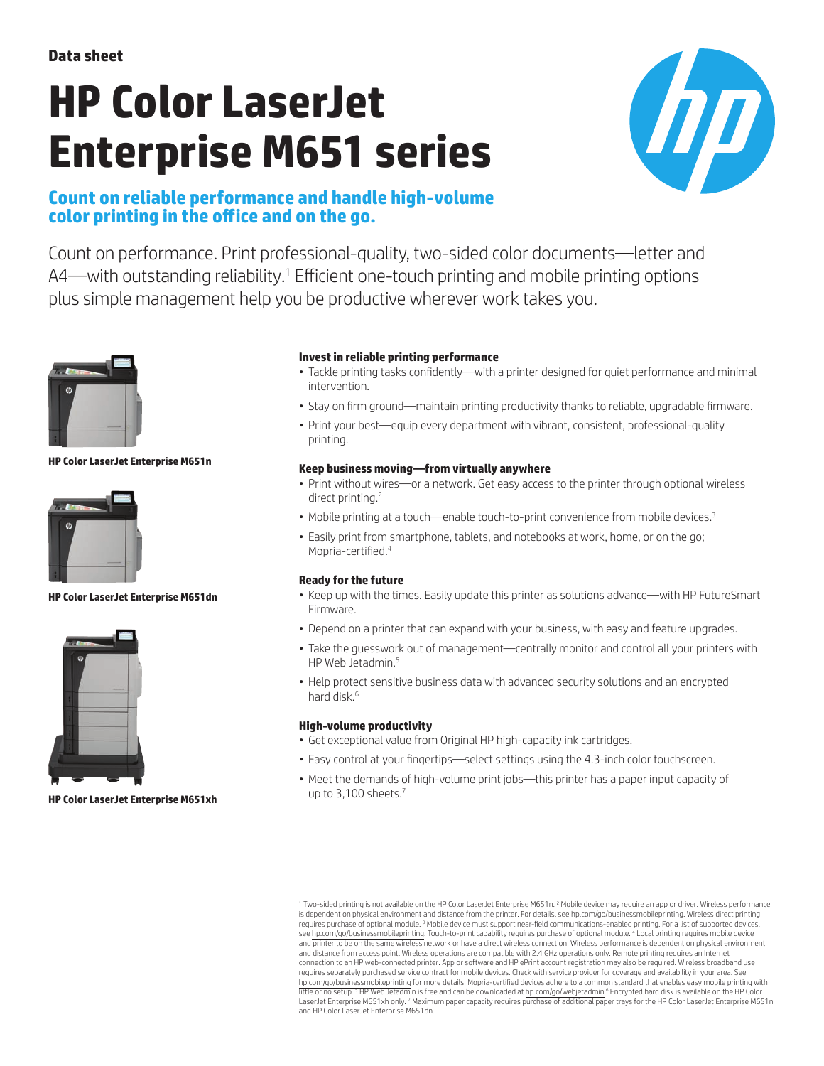**Data sheet**

# HP Color LaserJet Enterprise M651 series

## Count on reliable performance and handle high-volume color printing in the office and on the go.

Count on performance. Print professional-quality, two-sided color documents—letter and A4—with outstanding reliability.[1] Efficient one-touch printing and mobile printing options plus simple management help you be productive wherever work takes you.

**HP Color LaserJet Enterprise M651n**

**HP Color LaserJet Enterprise M651dn**

**HP Color LaserJet Enterprise M651xh**

### Invest in reliable printing performance

- Tackle printing tasks confidently—with a printer designed for quiet performance and minimal intervention.
- Stay on firm ground—maintain printing productivity thanks to reliable, upgradable firmware.
- Print your best—equip every department with vibrant, consistent, professional-quality printing.

### Keep business moving—from virtually anywhere

- Print without wires—or a network. Get easy access to the printer through optional wireless direct printing.[2]
- Mobile printing at a touch—enable touch-to-print convenience from mobile devices.[3]
- Easily print from smartphone, tablets, and notebooks at work, home, or on the go; Mopria-certified.[4]

### Ready for the future

- Keep up with the times. Easily update this printer as solutions advance—with HP FutureSmart Firmware.
- Depend on a printer that can expand with your business, with easy and feature upgrades.
- Take the guesswork out of management—centrally monitor and control all your printers with HP Web Jetadmin.[5]
- Help protect sensitive business data with advanced security solutions and an encrypted hard disk.[6]

### High-volume productivity

- Get exceptional value from Original HP high-capacity ink cartridges.
- Easy control at your fingertips—select settings using the 4.3-inch color touchscreen.
- Meet the demands of high-volume print jobs—this printer has a paper input capacity of up to 3,100 sheets.[7]

[1] Two-sided printing is not available on the HP Color LaserJet Enterprise M651n. [2] Mobile device may require an app or driver. Wireless performance is dependent on physical environment and distance from the printer. For details, see hp.com/go/businessmobileprinting. Wireless direct printing requires purchase of optional module. [3] Mobile device must support near-field communications-enabled printing. For a list of supported devices, see hp.com/go/businessmobileprinting. Touch-to-print capability requires purchase of optional module. [4] Local printing requires mobile device and printer to be on the same wireless network or have a direct wireless connection. Wireless performance is dependent on physical environment and distance from access point. Wireless operations are compatible with 2.4 GHz operations only. Remote printing requires an Internet connection to an HP web-connected printer. App or software and HP ePrint account registration may also be required. Wireless broadband use requires separately purchased service contract for mobile devices. Check with service provider for coverage and availability in your area. See hp.com/go/businessmobileprinting for more details. Mopria-certified devices adhere to a common standard that enables easy mobile printing with little or no setup. [5] HP Web Jetadmin is free and can be downloaded at hp.com/go/webjetadmin [6] Encrypted hard disk is available on the HP Color LaserJet Enterprise M651xh only. [7] Maximum paper capacity requires purchase of additional paper trays for the HP Color LaserJet Enterprise M651n and HP Color LaserJet Enterprise M651dn.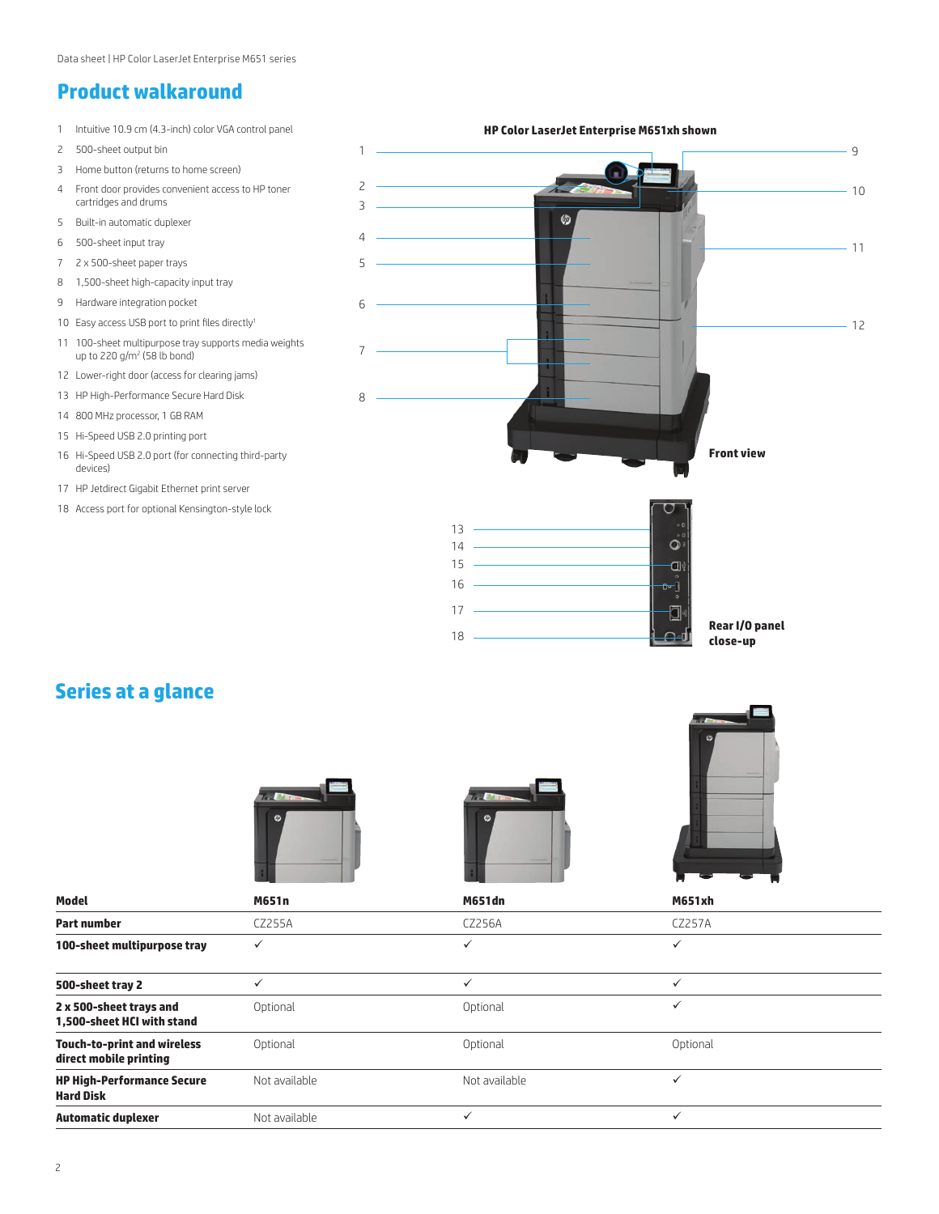## Product walkaround

1. Intuitive 10.9 cm (4.3-inch) color VGA control panel
2. 500-sheet output bin
3. Home button (returns to home screen)
4. Front door provides convenient access to HP toner cartridges and drums
5. Built-in automatic duplexer
6. 500-sheet input tray
7. 2 x 500-sheet paper trays
8. 1,500-sheet high-capacity input tray
9. Hardware integration pocket
10. Easy access USB port to print files directly[1]
11. 100-sheet multipurpose tray supports media weights up to 220 g/m² (58 lb bond)
12. Lower-right door (access for clearing jams)
13. HP High-Performance Secure Hard Disk
14. 800 MHz processor, 1 GB RAM
15. Hi-Speed USB 2.0 printing port
16. Hi-Speed USB 2.0 port (for connecting third-party devices)
17. HP Jetdirect Gigabit Ethernet print server
18. Access port for optional Kensington-style lock

**HP Color LaserJet Enterprise M651xh shown**

**Front view**

**Rear I/O panel close-up**

## Series at a glance

| **Model** | **M651n** | **M651dn** | **M651xh** |
|---|---|---|---|
| **Part number** | CZ255A | CZ256A | CZ257A |
| **100-sheet multipurpose tray** | ✓ | ✓ | ✓ |
| **500-sheet tray 2** | ✓ | ✓ | ✓ |
| **2 x 500-sheet trays and 1,500-sheet HCI with stand** | Optional | Optional | ✓ |
| **Touch-to-print and wireless direct mobile printing** | Optional | Optional | Optional |
| **HP High-Performance Secure Hard Disk** | Not available | Not available | ✓ |
| **Automatic duplexer** | Not available | ✓ | ✓ |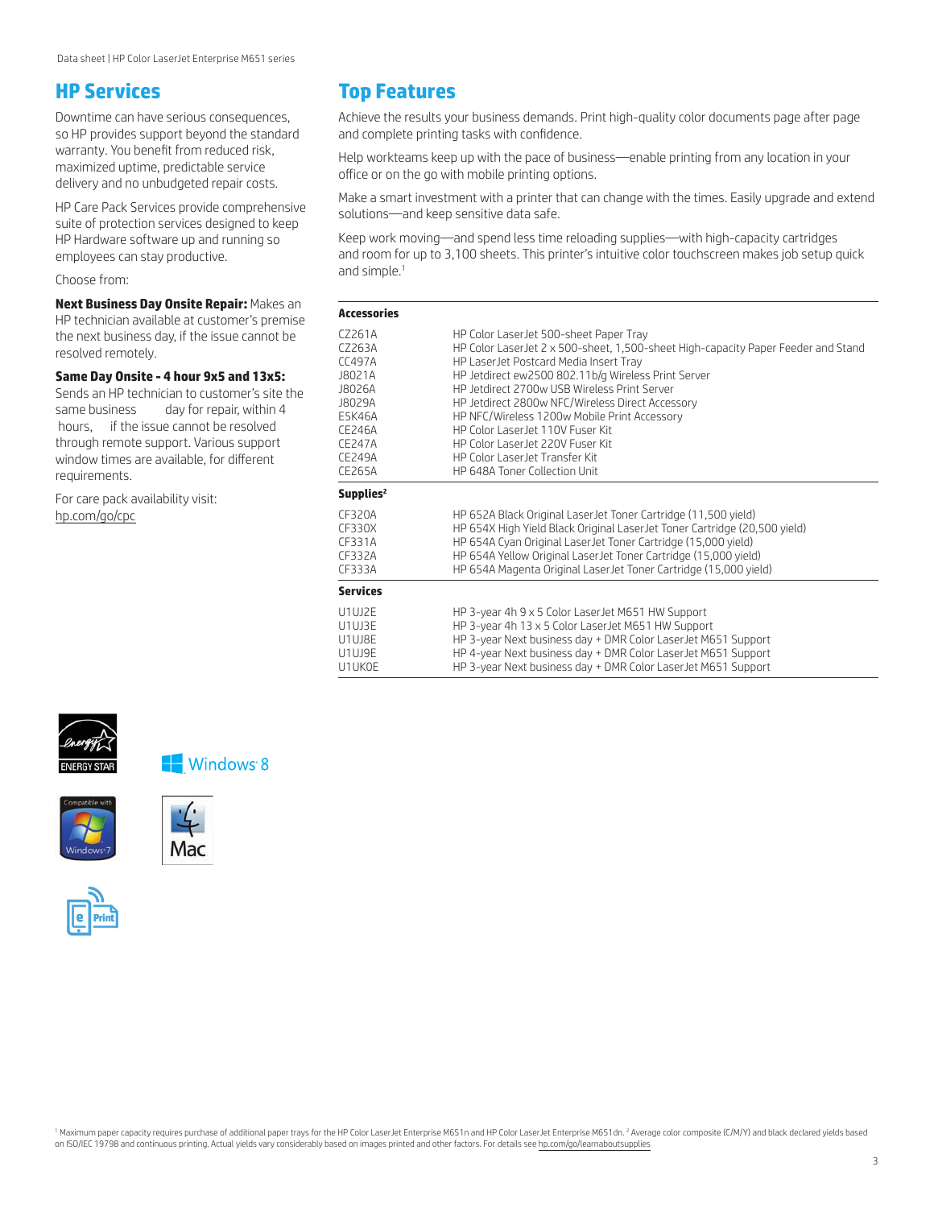## HP Services

Downtime can have serious consequences, so HP provides support beyond the standard warranty. You benefit from reduced risk, maximized uptime, predictable service delivery and no unbudgeted repair costs.

HP Care Pack Services provide comprehensive suite of protection services designed to keep HP Hardware software up and running so employees can stay productive.

Choose from:

**Next Business Day Onsite Repair:** Makes an HP technician available at customer's premise the next business day, if the issue cannot be resolved remotely.

**Same Day Onsite - 4 hour 9x5 and 13x5:** Sends an HP technician to customer's site the same business day for repair, within 4 hours, if the issue cannot be resolved through remote support. Various support window times are available, for different requirements.

For care pack availability visit: hp.com/go/cpc

## Top Features

Achieve the results your business demands. Print high-quality color documents page after page and complete printing tasks with confidence.

Help workteams keep up with the pace of business—enable printing from any location in your office or on the go with mobile printing options.

Make a smart investment with a printer that can change with the times. Easily upgrade and extend solutions—and keep sensitive data safe.

Keep work moving—and spend less time reloading supplies—with high-capacity cartridges and room for up to 3,100 sheets. This printer's intuitive color touchscreen makes job setup quick and simple.[1]

**Accessories**

| | |
|---|---|
| CZ261A | HP Color LaserJet 500-sheet Paper Tray |
| CZ263A | HP Color LaserJet 2 x 500-sheet, 1,500-sheet High-capacity Paper Feeder and Stand |
| CC497A | HP LaserJet Postcard Media Insert Tray |
| J8021A | HP Jetdirect ew2500 802.11b/g Wireless Print Server |
| J8026A | HP Jetdirect 2700w USB Wireless Print Server |
| J8029A | HP Jetdirect 2800w NFC/Wireless Direct Accessory |
| E5K46A | HP NFC/Wireless 1200w Mobile Print Accessory |
| CE246A | HP Color LaserJet 110V Fuser Kit |
| CE247A | HP Color LaserJet 220V Fuser Kit |
| CE249A | HP Color LaserJet Transfer Kit |
| CE265A | HP 648A Toner Collection Unit |

**Supplies**[2]

| | |
|---|---|
| CF320A | HP 652A Black Original LaserJet Toner Cartridge (11,500 yield) |
| CF330X | HP 654X High Yield Black Original LaserJet Toner Cartridge (20,500 yield) |
| CF331A | HP 654A Cyan Original LaserJet Toner Cartridge (15,000 yield) |
| CF332A | HP 654A Yellow Original LaserJet Toner Cartridge (15,000 yield) |
| CF333A | HP 654A Magenta Original LaserJet Toner Cartridge (15,000 yield) |

**Services**

| | |
|---|---|
| U1UJ2E | HP 3-year 4h 9 x 5 Color LaserJet M651 HW Support |
| U1UJ3E | HP 3-year 4h 13 x 5 Color LaserJet M651 HW Support |
| U1UJ8E | HP 3-year Next business day + DMR Color LaserJet M651 Support |
| U1UJ9E | HP 4-year Next business day + DMR Color LaserJet M651 Support |
| U1UK0E | HP 3-year Next business day + DMR Color LaserJet M651 Support |

[1] Maximum paper capacity requires purchase of additional paper trays for the HP Color LaserJet Enterprise M651n and HP Color LaserJet Enterprise M651dn. [2] Average color composite (C/M/Y) and black declared yields based on ISO/IEC 19798 and continuous printing. Actual yields vary considerably based on images printed and other factors. For details see hp.com/go/learnaboutsupplies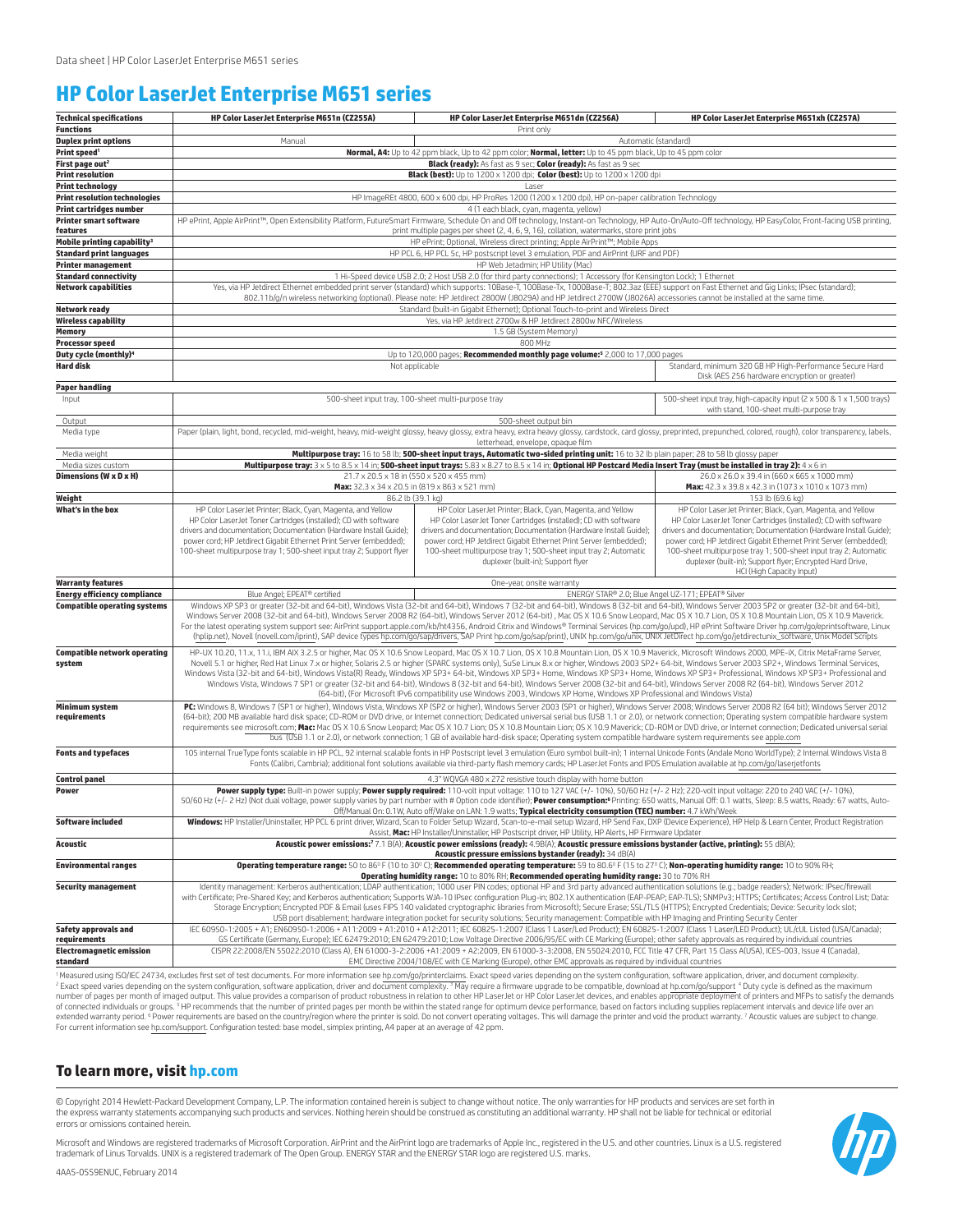# HP Color LaserJet Enterprise M651 series

| Technical specifications | HP Color LaserJet Enterprise M651n (CZ255A) | HP Color LaserJet Enterprise M651dn (CZ256A) | HP Color LaserJet Enterprise M651xh (CZ257A) |
|---|---|---|---|
| **Functions** | Print only | | |
| **Duplex print options** | Manual | Automatic (standard) | |
| **Print speed**[1] | **Normal, A4:** Up to 42 ppm black, Up to 42 ppm color; **Normal, letter:** Up to 45 ppm black, Up to 45 ppm color | | |
| **First page out**[2] | **Black (ready):** As fast as 9 sec; **Color (ready):** As fast as 9 sec | | |
| **Print resolution** | **Black (best):** Up to 1200 x 1200 dpi; **Color (best):** Up to 1200 x 1200 dpi | | |
| **Print technology** | Laser | | |
| **Print resolution technologies** | HP ImageREt 4800, 600 x 600 dpi, HP ProRes 1200 (1200 x 1200 dpi), HP on-paper calibration Technology | | |
| **Print cartridges number** | 4 (1 each black, cyan, magenta, yellow) | | |
| **Printer smart software features** | HP ePrint, Apple AirPrint™, Open Extensibility Platform, FutureSmart Firmware, Schedule On and Off technology, Instant-on Technology, HP Auto-On/Auto-Off technology, HP EasyColor, Front-facing USB printing, print multiple pages per sheet (2, 4, 6, 9, 16), collation, watermarks, store print jobs | | |
| **Mobile printing capability**[3] | HP ePrint; Optional, Wireless direct printing; Apple AirPrint™; Mobile Apps | | |
| **Standard print languages** | HP PCL 6, HP PCL 5c, HP postscript level 3 emulation, PDF and AirPrint (URF and PDF) | | |
| **Printer management** | HP Web Jetadmin; HP Utility (Mac) | | |
| **Standard connectivity** | 1 Hi-Speed device USB 2.0; 2 Host USB 2.0 (for third party connections); 1 Accessory (for Kensington Lock); 1 Ethernet | | |
| **Network capabilities** | Yes, via HP Jetdirect Ethernet embedded print server (standard) which supports: 10Base-T, 100Base-Tx, 1000Base-T; 802.3az (EEE) support on Fast Ethernet and Gig Links; IPsec (standard); 802.11b/g/n wireless networking (optional). Please note: HP Jetdirect 2800W (J8029A) and HP Jetdirect 2700W (J8026A) accessories cannot be installed at the same time. | | |
| **Network ready** | Standard (built-in Gigabit Ethernet); Optional Touch-to-print and Wireless Direct | | |
| **Wireless capability** | Yes, via HP Jetdirect 2700w & HP Jetdirect 2800w NFC/Wireless | | |
| **Memory** | 1.5 GB (System Memory) | | |
| **Processor speed** | 800 MHz | | |
| **Duty cycle (monthly)**[4] | Up to 120,000 pages; **Recommended monthly page volume:**[5] 2,000 to 17,000 pages | | |
| **Hard disk** | Not applicable | | Standard, minimum 320 GB HP High-Performance Secure Hard Disk (AES 256 hardware encryption or greater) |
| **Paper handling** | | | |
| Input | 500-sheet input tray, 100-sheet multi-purpose tray | | 500-sheet input tray, high-capacity input (2 x 500 & 1 x 1,500 trays) with stand, 100-sheet multi-purpose tray |
| Output | 500-sheet output bin | | |
| Media type | Paper (plain, light, bond, recycled, mid-weight, heavy, mid-weight glossy, heavy glossy, extra heavy, extra heavy glossy, cardstock, card glossy, preprinted, prepunched, colored, rough), color transparency, labels, letterhead, envelope, opaque film | | |
| Media weight | **Multipurpose tray:** 16 to 58 lb; **500-sheet input trays, Automatic two-sided printing unit:** 16 to 32 lb plain paper; 28 to 58 lb glossy paper | | |
| Media sizes custom | **Multipurpose tray:** 3 x 5 to 8.5 x 14 in; **500-sheet input trays:** 5.83 x 8.27 to 8.5 x 14 in; **Optional HP Postcard Media Insert Tray (must be installed in tray 2):** 4 x 6 in | | |
| **Dimensions (W x D x H)** | 21.7 x 20.5 x 18 in (550 x 520 x 455 mm) **Max:** 32.3 x 34 x 20.5 in (819 x 863 x 521 mm) | | 26.0 x 26.0 x 39.4 in (660 x 665 x 1000 mm) **Max:** 42.3 x 39.8 x 42.3 in (1073 x 1010 x 1073 mm) |
| **Weight** | 86.2 lb (39.1 kg) | | 153 lb (69.6 kg) |
| **What's in the box** | HP Color LaserJet Printer; Black, Cyan, Magenta, and Yellow HP Color LaserJet Toner Cartridges (installed); CD with software drivers and documentation; Documentation (Hardware Install Guide); power cord; HP Jetdirect Gigabit Ethernet Print Server (embedded); 100-sheet multipurpose tray 1; 500-sheet input tray 2; Support flyer | HP Color LaserJet Printer; Black, Cyan, Magenta, and Yellow HP Color LaserJet Toner Cartridges (installed); CD with software drivers and documentation; Documentation (Hardware Install Guide); power cord; HP Jetdirect Gigabit Ethernet Print Server (embedded); 100-sheet multipurpose tray 1; 500-sheet input tray 2; Automatic duplexer (built-in); Support flyer | HP Color LaserJet Printer; Black, Cyan, Magenta, and Yellow HP Color LaserJet Toner Cartridges (installed); CD with software drivers and documentation; Documentation (Hardware Install Guide); power cord; HP Jetdirect Gigabit Ethernet Print Server (embedded); 100-sheet multipurpose tray 1; 500-sheet input tray 2; Automatic duplexer (built-in); Support flyer; Encrypted Hard Drive, HCI (High Capacity Input) |
| **Warranty features** | One-year, onsite warranty | | |
| **Energy efficiency compliance** | Blue Angel; EPEAT® certified | ENERGY STAR® 2.0; Blue Angel UZ-171; EPEAT® Silver | |
| **Compatible operating systems** | Windows XP SP3 or greater (32-bit and 64-bit), Windows Vista (32-bit and 64-bit), Windows 7 (32-bit and 64-bit), Windows 8 (32-bit and 64-bit), Windows Server 2003 SP2 or greater (32-bit and 64-bit), Windows Server 2008 (32-bit and 64-bit), Windows Server 2008 R2 (64-bit), Windows Server 2012 (64-bit) , Mac OS X 10.6 Snow Leopard, Mac OS X 10.7 Lion, OS X 10.8 Mountain Lion, OS X 10.9 Maverick. For the latest operating system support see: AirPrint support.apple.com/kb/ht4356, Android Citrix and Windows® Terminal Services (hp.com/go/upd), HP ePrint Software Driver hp.com/go/eprintsoftware, Linux (hplip.net), Novell (novell.com/iprint), SAP device types hp.com/go/sap/drivers, SAP Print hp.com/go/sap/print), UNIX hp.com/go/unix, UNIX JetDirect hp.com/go/jetdirectunix_software, Unix Model Scripts | | |
| **Compatible network operating system** | HP-UX 10.20, 11.x, 11.i, IBM AIX 3.2.5 or higher, Mac OS X 10.6 Snow Leopard, Mac OS X 10.7 Lion, OS X 10.8 Mountain Lion, OS X 10.9 Maverick, Microsoft Windows 2000, MPE-iX, Citrix MetaFrame Server, Novell 5.1 or higher, Red Hat Linux 7.x or higher, Solaris 2.5 or higher (SPARC systems only), SuSe Linux 8.x or higher, Windows 2003 SP2+ 64-bit, Windows Server 2003 SP2+, Windows Terminal Services, Windows Vista (32-bit and 64-bit), Windows Vista(R) Ready, Windows XP SP3+ 64-bit, Windows XP SP3+ Home, Windows XP SP3+ Home, Windows XP SP3+ Professional, Windows XP SP3+ Professional and Windows Vista, Windows 7 SP1 or greater (32-bit and 64-bit), Windows 8 (32-bit and 64-bit), Windows Server 2008 (32-bit and 64-bit), Windows Server 2008 R2 (64-bit), Windows Server 2012 (64-bit), (For Microsoft IPv6 compatibility use Windows 2003, Windows XP Home, Windows XP Professional and Windows Vista) | | |
| **Minimum system requirements** | **PC:** Windows 8, Windows 7 (SP1 or higher), Windows Vista, Windows XP (SP2 or higher), Windows Server 2003 (SP1 or higher), Windows Server 2008; Windows Server 2008 R2 (64 bit); Windows Server 2012 (64-bit); 200 MB available hard disk space; CD-ROM or DVD drive, or Internet connection; Dedicated universal serial bus (USB 1.1 or 2.0), or network connection; Operating system compatible hardware system requirements see microsoft.com; **Mac:** Mac OS X 10.6 Snow Leopard; Mac OS X 10.7 Lion; OS X 10.8 Mountain Lion; OS X 10.9 Maverick; CD-ROM or DVD drive, or Internet connection; Dedicated universal serial bus (USB 1.1 or 2.0), or network connection; 1 GB of available hard-disk space; Operating system compatible hardware system requirements see apple.com | | |
| **Fonts and typefaces** | 105 internal TrueType fonts scalable in HP PCL, 92 internal scalable fonts in HP Postscript level 3 emulation (Euro symbol built-in); 1 internal Unicode Fonts (Andale Mono WorldType); 2 Internal Windows Vista 8 Fonts (Calibri, Cambria); additional font solutions available via third-party flash memory cards; HP LaserJet Fonts and IPDS Emulation available at hp.com/go/laserjetfonts | | |
| **Control panel** | 4.3" WQVGA 480 x 272 resistive touch display with home button | | |
| **Power** | **Power supply type:** Built-in power supply; **Power supply required:** 110-volt input voltage: 110 to 127 VAC (+/- 10%), 50/60 Hz (+/- 2 Hz); 220-volt input voltage: 220 to 240 VAC (+/- 10%), 50/60 Hz (+/- 2 Hz) (Not dual voltage, power supply varies by part number with # Option code identifier); **Power consumption:**[6] Printing: 650 watts, Manual Off: 0.1 watts, Sleep: 8.5 watts, Ready: 67 watts, Auto-Off/Manual On: 0.1W, Auto off/Wake on LAN: 1.9 watts; **Typical electricity consumption (TEC) number:** 4.7 kWh/Week | | |
| **Software included** | **Windows:** HP Installer/Uninstaller, HP PCL 6 print driver, Wizard, Scan to Folder Setup Wizard, Scan-to-e-mail setup Wizard, HP Send Fax, DXP (Device Experience), HP Help & Learn Center, Product Registration Assist, **Mac:** HP Installer/Uninstaller, HP Postscript driver, HP Utility, HP Alerts, HP Firmware Updater | | |
| **Acoustic** | **Acoustic power emissions:**[7] 7.1 B(A); **Acoustic power emissions (ready):** 4.9B(A); **Acoustic pressure emissions bystander (active, printing):** 55 dB(A); **Acoustic pressure emissions bystander (ready):** 34 dB(A) | | |
| **Environmental ranges** | **Operating temperature range:** 50 to 86° F (10 to 30° C); **Recommended operating temperature:** 59 to 80.6° F (15 to 27° C); **Non-operating humidity range:** 10 to 90% RH; **Operating humidity range:** 10 to 80% RH; **Recommended operating humidity range:** 30 to 70% RH | | |
| **Security management** | Identity management: Kerberos authentication; LDAP authentication; 1000 user PIN codes; optional HP and 3rd party advanced authentication solutions (e.g.; badge readers); Network: IPsec/firewall with Certificate; Pre-Shared Key; and Kerberos authentication; Supports WJA-10 IPsec configuration Plug-in; 802.1X authentication (EAP-PEAP; EAP-TLS); SNMPv3; HTTPS; Certificates; Access Control List; Data: Storage Encryption; Encrypted PDF & Email (uses FIPS 140 validated cryptographic libraries from Microsoft); Secure Erase; SSL/TLS (HTTPS); Encrypted Credentials; Device: Security lock slot; USB port disablement; hardware integration pocket for security solutions; Security management: Compatible with HP Imaging and Printing Security Center | | |
| **Safety approvals and requirements** | IEC 60950-1:2005 + A1; EN60950-1:2006 + A11:2009 + A1:2010 + A12:2011; IEC 60825-1:2007 (Class 1 Laser/Led Product); EN 60825-1:2007 (Class 1 Laser/LED Product); UL/cUL Listed (USA/Canada); GS Certificate (Germany, Europe); IEC 62479:2010; EN 62479:2010; Low Voltage Directive 2006/95/EC with CE Marking (Europe); other safety approvals as required by individual countries | | |
| **Electromagnetic emission standard** | CISPR 22:2008/EN 55022:2010 (Class A), EN 61000-3-2:2006 +A1:2009 + A2:2009, EN 61000-3-3:2008, EN 55024:2010, FCC Title 47 CFR, Part 15 Class A(USA), ICES-003, Issue 4 (Canada), EMC Directive 2004/108/EC with CE Marking (Europe), other EMC approvals as required by individual countries | | |

[1] Measured using ISO/IEC 24734, excludes first set of test documents. For more information see hp.com/go/printerclaims. Exact speed varies depending on the system configuration, software application, driver, and document complexity. [2] Exact speed varies depending on the system configuration, software application, driver and document complexity. [3] May require a firmware upgrade to be compatible, download at hp.com/go/support [4] Duty cycle is defined as the maximum number of pages per month of imaged output. This value provides a comparison of product robustness in relation to other HP LaserJet or HP Color LaserJet devices, and enables appropriate deployment of printers and MFPs to satisfy the demands of connected individuals or groups. [5] HP recommends that the number of printed pages per month be within the stated range for optimum device performance, based on factors including supplies replacement intervals and device life over an extended warranty period. [6] Power requirements are based on the country/region where the printer is sold. Do not convert operating voltages. This will damage the printer and void the product warranty. [7] Acoustic values are subject to change. For current information see hp.com/support. Configuration tested: base model, simplex printing, A4 paper at an average of 42 ppm.

## To learn more, visit hp.com

© Copyright 2014 Hewlett-Packard Development Company, L.P. The information contained herein is subject to change without notice. The only warranties for HP products and services are set forth in the express warranty statements accompanying such products and services. Nothing herein should be construed as constituting an additional warranty. HP shall not be liable for technical or editorial errors or omissions contained herein.

Microsoft and Windows are registered trademarks of Microsoft Corporation. AirPrint and the AirPrint logo are trademarks of Apple Inc., registered in the U.S. and other countries. Linux is a U.S. registered trademark of Linus Torvalds. UNIX is a registered trademark of The Open Group. ENERGY STAR and the ENERGY STAR logo are registered U.S. marks.

4AA5-0559ENUC, February 2014